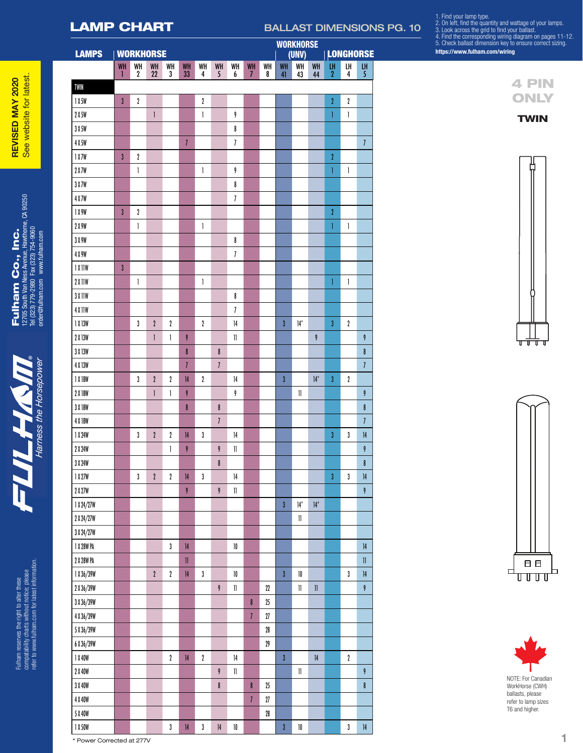# LAMP CHART

## BALLAST DIMENSIONS PG. 10

1. Find your lamp type.
2. On left, find the quantity and wattage of your lamps.
3. Look across the grid to find your ballast.
4. Find the corresponding wiring diagram on pages 11-12.
5. Check ballast dimension key to ensure correct sizing.

**https://www.fulham.com/wiring**

**REVISED MAY 2020**
See website for latest.

**Fulham Co., Inc.**
12705 South Van Ness Avenue, Hawthorne, CA 90250
Tel (323) 779-2980 Fax (323) 754-9060
order@fulham.com www.fulham.com

FULHAM® *Harness the Horsepower*

Fulham reserves the right to alter these compatability charts without notice, please refer to www.fulham.com for latest information.

**4 PIN ONLY**

**TWIN**

| LAMPS | WORKHORSE | | | | | | | | | | WORKHORSE (UNV) | | | LONGHORSE | | |
|---|---|---|---|---|---|---|---|---|---|---|---|---|---|---|---|---|
| | WH 1 | WH 2 | WH 22 | WH 3 | WH 33 | WH 4 | WH 5 | WH 6 | WH 7 | WH 8 | WH 41 | WH 43 | WH 44 | LH 2 | LH 4 | LH 5 |
| **TWIN** | | | | | | | | | | | | | | | | |
| 1 X 5W | 3 | 2 | | | | 2 | | | | | | | | 2 | 2 | |
| 2 X 5W | | | 1 | | | 1 | | 9 | | | | | | 1 | 1 | |
| 3 X 5W | | | | | | | | 8 | | | | | | | | |
| 4 X 5W | | | | | 7 | | | 7 | | | | | | | | 7 |
| 1 X 7W | 3 | 2 | | | | | | | | | | | | 2 | | |
| 2 X 7W | | 1 | | | | 1 | | 9 | | | | | | 1 | 1 | |
| 3 X 7W | | | | | | | | 8 | | | | | | | | |
| 4 X 7W | | | | | | | | 7 | | | | | | | | |
| 1 X 9W | 3 | 2 | | | | | | | | | | | | 2 | | |
| 2 X 9W | | 1 | | | | 1 | | | | | | | | 1 | 1 | |
| 3 X 9W | | | | | | | | 8 | | | | | | | | |
| 4 X 9W | | | | | | | | 7 | | | | | | | | |
| 1 X 11W | 3 | | | | | | | | | | | | | | | |
| 2 X 11W | | 1 | | | | 1 | | | | | | | | 1 | 1 | |
| 3 X 11W | | | | | | | | 8 | | | | | | | | |
| 4 X 11W | | | | | | | | 7 | | | | | | | | |
| 1 X 13W | | 3 | 2 | 2 | | 2 | | 14 | | | 3 | 14* | | 3 | 2 | |
| 2 X 13W | | | 1 | 1 | 9 | | | 11 | | | | | 9 | | | 9 |
| 3 X 13W | | | | | 8 | | 8 | | | | | | | | | 8 |
| 4 X 13W | | | | | 7 | | 7 | | | | | | | | | 7 |
| 1 X 18W | | 3 | 2 | 2 | 14 | 2 | | 14 | | | 3 | | 14* | 3 | 2 | |
| 2 X 18W | | | 1 | 1 | 9 | | | 9 | | | | 11 | | | | 9 |
| 3 X 18W | | | | | 8 | | 8 | | | | | | | | | 8 |
| 4 X 18W | | | | | | | 7 | | | | | | | | | 7 |
| 1 X 24W | | 3 | 2 | 2 | 14 | 3 | | 14 | | | | | | 3 | 3 | 14 |
| 2 X 24W | | | | 1 | 9 | | 9 | 11 | | | | | | | | 9 |
| 3 X 24W | | | | | | | 8 | | | | | | | | | 8 |
| 1 X 27W | | 3 | 2 | 2 | 14 | 3 | | 14 | | | | | | 3 | 3 | 14 |
| 2 X 27W | | | | | 9 | | 9 | 11 | | | | | | | | 9 |
| 1 X 24/27W | | | | | | | | | | | 3 | 14* | 14* | | | |
| 2 X 24/27W | | | | | | | | | | | | 11 | | | | |
| 3 X 24/27W | | | | | | | | | | | | | | | | |
| 1 X 28W PA | | | | 3 | 14 | | | 10 | | | | | | | | 14 |
| 2 X 28W PA | | | | | 11 | | | | | | | | | | | 11 |
| 1 X 36/39W | | | 2 | 2 | 14 | 3 | | 10 | | | 3 | 10 | | | 3 | 14 |
| 2 X 36/39W | | | | | | | 9 | 11 | | 22 | | 11 | 11 | | | 9 |
| 3 X 36/39W | | | | | | | | | 8 | 25 | | | | | | |
| 4 X 36/39W | | | | | | | | | 7 | 27 | | | | | | |
| 5 X 36/39W | | | | | | | | | | 28 | | | | | | |
| 6 X 36/39W | | | | | | | | | | 29 | | | | | | |
| 1 X 40W | | | | 2 | 14 | 2 | | 14 | | | 3 | | 14 | | 2 | |
| 2 X 40W | | | | | | | 9 | 11 | | | | 11 | | | | 9 |
| 3 X 40W | | | | | | | 8 | | 8 | 25 | | | | | | 8 |
| 4 X 40W | | | | | | | | | 7 | 27 | | | | | | |
| 5 X 40W | | | | | | | | | | 28 | | | | | | |
| 1 X 50W | | | | 3 | 14 | 3 | 14 | 10 | | | 3 | 10 | | | 3 | 14 |

\* Power Corrected at 277V

NOTE: For Canadian WorkHorse (CWH) ballasts, please refer to lamp sizes T6 and higher.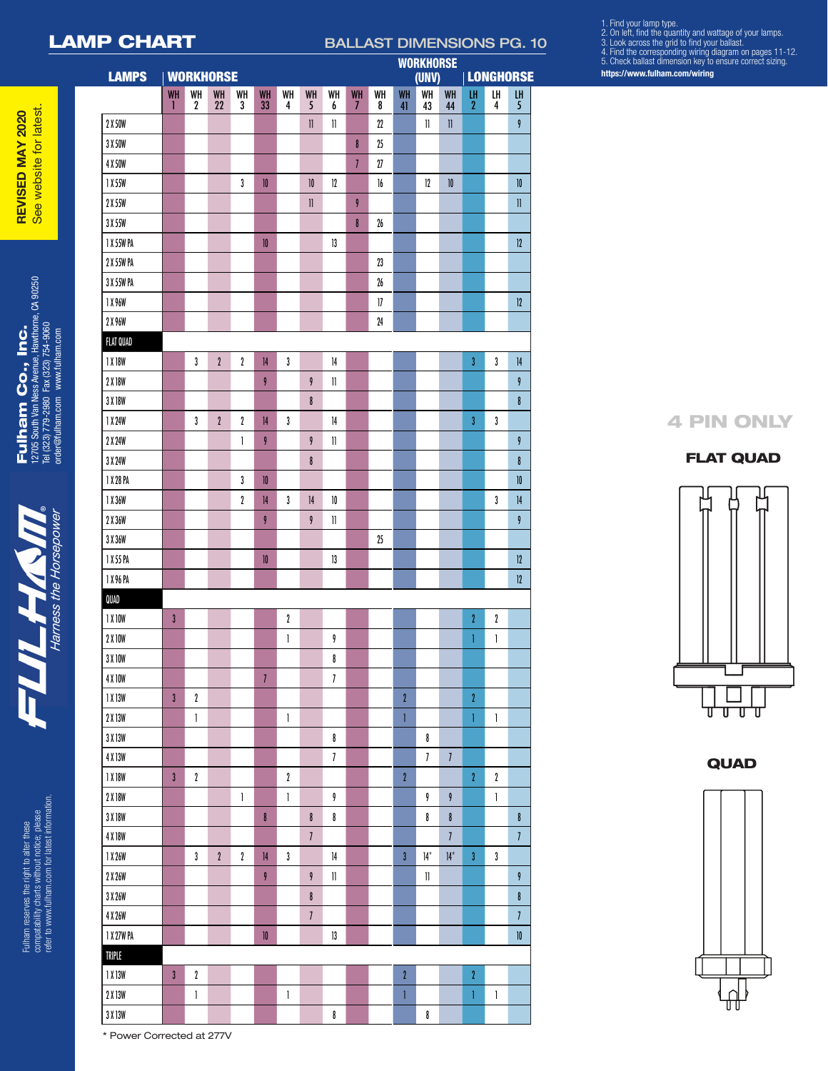# LAMP CHART

BALLAST DIMENSIONS PG. 10

1. Find your lamp type.
2. On left, find the quantity and wattage of your lamps.
3. Look across the grid to find your ballast.
4. Find the corresponding wiring diagram on pages 11-12.
5. Check ballast dimension key to ensure correct sizing.

**https://www.fulham.com/wiring**

**REVISED MAY 2020** See website for latest.

| LAMPS | WORKHORSE | | | | | | | | | | WORKHORSE (UNV) | | | LONGHORSE | | |
|---|---|---|---|---|---|---|---|---|---|---|---|---|---|---|---|---|
| | WH 1 | WH 2 | WH 22 | WH 3 | WH 33 | WH 4 | WH 5 | WH 6 | WH 7 | WH 8 | WH 41 | WH 43 | WH 44 | LH 2 | LH 4 | LH 5 |
| 2 X 50W | | | | | | | 11 | 11 | | 22 | | 11 | 11 | | | 9 |
| 3 X 50W | | | | | | | | | 8 | 25 | | | | | | |
| 4 X 50W | | | | | | | | | 7 | 27 | | | | | | |
| 1 X 55W | | | | 3 | 10 | | 10 | 12 | | 16 | | 12 | 10 | | | 10 |
| 2 X 55W | | | | | | | 11 | | 9 | | | | | | | 11 |
| 3 X 55W | | | | | | | | | 8 | 26 | | | | | | |
| 1 X 55W PA | | | | | 10 | | | 13 | | | | | | | | 12 |
| 2 X 55W PA | | | | | | | | | | 23 | | | | | | |
| 3 X 55W PA | | | | | | | | | | 26 | | | | | | |
| 1 X 96W | | | | | | | | | | 17 | | | | | | 12 |
| 2 X 96W | | | | | | | | | | 24 | | | | | | |
| **FLAT QUAD** | | | | | | | | | | | | | | | | |
| 1 X 18W | | 3 | 2 | 2 | 14 | 3 | | 14 | | | | | | 3 | 3 | 14 |
| 2 X 18W | | | | | 9 | | 9 | 11 | | | | | | | | 9 |
| 3 X 18W | | | | | | | 8 | | | | | | | | | 8 |
| 1 X 24W | | 3 | 2 | 2 | 14 | 3 | | 14 | | | | | | 3 | 3 | |
| 2 X 24W | | | | 1 | 9 | | 9 | 11 | | | | | | | | 9 |
| 3 X 24W | | | | | | | 8 | | | | | | | | | 8 |
| 1 X 28 PA | | | | 3 | 10 | | | | | | | | | | | 10 |
| 1 X 36W | | | | 2 | 14 | 3 | 14 | 10 | | | | | | | 3 | 14 |
| 2 X 36W | | | | | 9 | | 9 | 11 | | | | | | | | 9 |
| 3 X 36W | | | | | | | | | | 25 | | | | | | |
| 1 X 55 PA | | | | | 10 | | | 13 | | | | | | | | 12 |
| 1 X 96 PA | | | | | | | | | | | | | | | | 12 |
| **QUAD** | | | | | | | | | | | | | | | | |
| 1 X 10W | 3 | | | | | 2 | | | | | | | | 2 | 2 | |
| 2 X 10W | | | | | | 1 | | 9 | | | | | | 1 | 1 | |
| 3 X 10W | | | | | | | | 8 | | | | | | | | |
| 4 X 10W | | | | | 7 | | | 7 | | | | | | | | |
| 1 X 13W | 3 | 2 | | | | | | | | | 2 | | | 2 | | |
| 2 X 13W | | 1 | | | | 1 | | | | | 1 | | | 1 | 1 | |
| 3 X 13W | | | | | | | | 8 | | | | 8 | | | | |
| 4 X 13W | | | | | | | | 7 | | | | 7 | 7 | | | |
| 1 X 18W | 3 | 2 | | | | 2 | | | | | 2 | | | 2 | 2 | |
| 2 X 18W | | | | 1 | | 1 | | 9 | | | | 9 | 9 | | 1 | |
| 3 X 18W | | | | | 8 | | 8 | 8 | | | | 8 | 8 | | | 8 |
| 4 X 18W | | | | | | | 7 | | | | | | 7 | | | 7 |
| 1 X 26W | | 3 | 2 | 2 | 14 | 3 | | 14 | | | 3 | 14* | 14* | 3 | 3 | |
| 2 X 26W | | | | | 9 | | 9 | 11 | | | | 11 | | | | 9 |
| 3 X 26W | | | | | | | 8 | | | | | | | | | 8 |
| 4 X 26W | | | | | | | 7 | | | | | | | | | 7 |
| 1 X 27W PA | | | | | 10 | | | 13 | | | | | | | | 10 |
| **TRIPLE** | | | | | | | | | | | | | | | | |
| 1 X 13W | 3 | 2 | | | | | | | | | 2 | | | 2 | | |
| 2 X 13W | | 1 | | | | 1 | | | | | 1 | | | 1 | 1 | |
| 3 X 13W | | | | | | | | 8 | | | | 8 | | | | |

\* Power Corrected at 277V

**4 PIN ONLY**

**FLAT QUAD**

**QUAD**

**Fulham Co., Inc.**
12705 South Van Ness Avenue, Hawthorne, CA 90250
Tel (323) 779-2980 Fax (323) 754-9060
order@fulham.com www.fulham.com

FULHAM® *Harness the Horsepower*

Fulham reserves the right to alter these compatability charts without notice; please refer to www.fulham.com for latest information.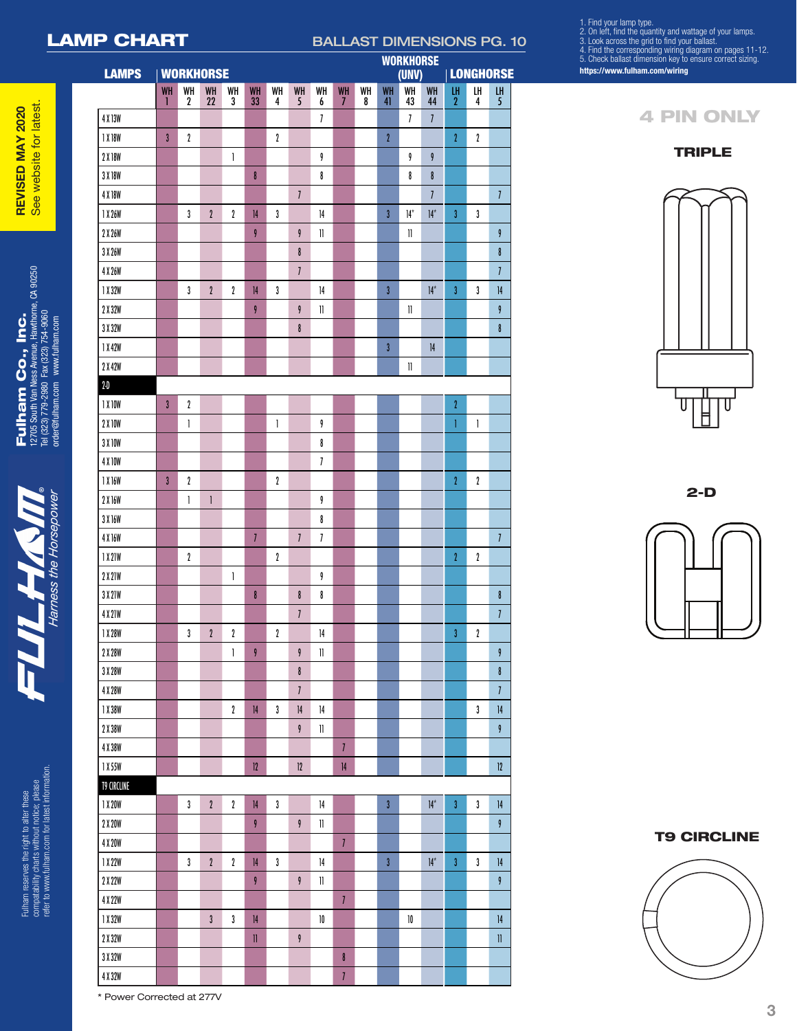# LAMP CHART

## BALLAST DIMENSIONS PG. 10

1. Find your lamp type.
2. On left, find the quantity and wattage of your lamps.
3. Look across the grid to find your ballast.
4. Find the corresponding wiring diagram on pages 11-12.
5. Check ballast dimension key to ensure correct sizing.

https://www.fulham.com/wiring

**REVISED MAY 2020** See website for latest.

**Fulham Co., Inc.** 12705 South Van Ness Avenue, Hawthorne, CA 90250 Tel (323) 779-2980 Fax (323) 754-9060 order@fulham.com www.fulham.com

FULHAM® *Harness the Horsepower*

Fulham reserves the right to alter these compatability charts without notice; please refer to www.fulham.com for latest information.

**4 PIN ONLY**

| LAMPS | WORKHORSE | | | | | | | | | | WORKHORSE (UNV) | | | LONGHORSE | | |
|---|---|---|---|---|---|---|---|---|---|---|---|---|---|---|---|---|
| | WH 1 | WH 2 | WH 22 | WH 3 | WH 33 | WH 4 | WH 5 | WH 6 | WH 7 | WH 8 | WH 41 | WH 43 | WH 44 | LH 2 | LH 4 | LH 5 |
| **TRIPLE** | | | | | | | | | | | | | | | | |
| 4 X 13W | | | | | | | | 7 | | | | 7 | 7 | | | |
| 1 X 18W | 3 | 2 | | | | 2 | | | | | 2 | | | 2 | 2 | |
| 2 X 18W | | | | 1 | | | | 9 | | | | 9 | 9 | | | |
| 3 X 18W | | | | | 8 | | | 8 | | | | 8 | 8 | | | |
| 4 X 18W | | | | | | | 7 | | | | | | 7 | | | 7 |
| 1 X 26W | | 3 | 2 | 2 | 14 | 3 | | 14 | | | 3 | 14* | 14* | 3 | 3 | |
| 2 X 26W | | | | | 9 | | 9 | 11 | | | | 11 | | | | 9 |
| 3 X 26W | | | | | | | 8 | | | | | | | | | 8 |
| 4 X 26W | | | | | | | 7 | | | | | | | | | 7 |
| 1 X 32W | | 3 | 2 | 2 | 14 | 3 | | 14 | | | 3 | | 14* | 3 | 3 | 14 |
| 2 X 32W | | | | | 9 | | 9 | 11 | | | | 11 | | | | 9 |
| 3 X 32W | | | | | | | 8 | | | | | | | | | 8 |
| 1 X 42W | | | | | | | | | | | 3 | | 14 | | | |
| 2 X 42W | | | | | | | | | | | | 11 | | | | |
| **2-D** | | | | | | | | | | | | | | | | |
| 1 X 10W | 3 | 2 | | | | | | | | | | | | 2 | | |
| 2 X 10W | | 1 | | | | 1 | | 9 | | | | | | 1 | 1 | |
| 3 X 10W | | | | | | | | 8 | | | | | | | | |
| 4 X 10W | | | | | | | | 7 | | | | | | | | |
| 1 X 16W | 3 | 2 | | | | 2 | | | | | | | | 2 | 2 | |
| 2 X 16W | | 1 | 1 | | | | | 9 | | | | | | | | |
| 3 X 16W | | | | | | | | 8 | | | | | | | | |
| 4 X 16W | | | | | 7 | | 7 | 7 | | | | | | | | 7 |
| 1 X 21W | | 2 | | | | 2 | | | | | | | | 2 | 2 | |
| 2 X 21W | | | | 1 | | | | 9 | | | | | | | | |
| 3 X 21W | | | | | 8 | | 8 | 8 | | | | | | | | 8 |
| 4 X 21W | | | | | | | 7 | | | | | | | | | 7 |
| 1 X 28W | | 3 | 2 | 2 | | 2 | | 14 | | | | | | 3 | 2 | |
| 2 X 28W | | | | 1 | 9 | | 9 | 11 | | | | | | | | 9 |
| 3 X 28W | | | | | | | 8 | | | | | | | | | 8 |
| 4 X 28W | | | | | | | 7 | | | | | | | | | 7 |
| 1 X 38W | | | | 2 | 14 | 3 | 14 | 14 | | | | | | | 3 | 14 |
| 2 X 38W | | | | | | | 9 | 11 | | | | | | | | 9 |
| 4 X 38W | | | | | | | | | 7 | | | | | | | |
| 1 X 55W | | | | | 12 | | 12 | | 14 | | | | | | | 12 |
| **T9 CIRCLINE** | | | | | | | | | | | | | | | | |
| 1 X 20W | | 3 | 2 | 2 | 14 | 3 | | 14 | | | 3 | | 14* | 3 | 3 | 14 |
| 2 X 20W | | | | | 9 | | 9 | 11 | | | | | | | | 9 |
| 4 X 20W | | | | | | | | | 7 | | | | | | | |
| 1 X 22W | | 3 | 2 | 2 | 14 | 3 | | 14 | | | 3 | | 14* | 3 | 3 | 14 |
| 2 X 22W | | | | | 9 | | 9 | 11 | | | | | | | | 9 |
| 4 X 22W | | | | | | | | | 7 | | | | | | | |
| 1 X 32W | | | 3 | 3 | 14 | | | 10 | | | | 10 | | | | 14 |
| 2 X 32W | | | | | 11 | | 9 | | | | | | | | | 11 |
| 3 X 32W | | | | | | | | | 8 | | | | | | | |
| 4 X 32W | | | | | | | | | 7 | | | | | | | |

\* Power Corrected at 277V

**TRIPLE**

**2-D**

**T9 CIRCLINE**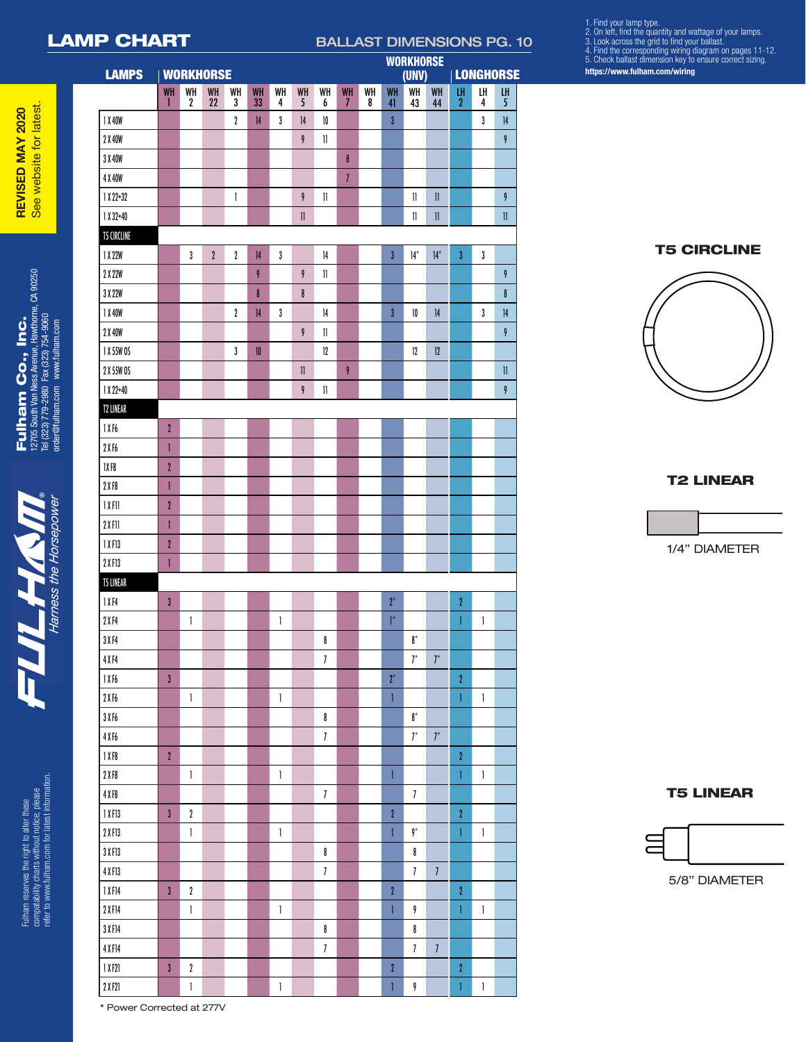# LAMP CHART

BALLAST DIMENSIONS PG. 10

1. Find your lamp type.
2. On left, find the quantity and wattage of your lamps.
3. Look across the grid to find your ballast.
4. Find the corresponding wiring diagram on pages 11-12.
5. Check ballast dimension key to ensure correct sizing.

https://www.fulham.com/wiring

| LAMPS | WORKHORSE | | | | | | | | | | WORKHORSE (UNV) | | | LONGHORSE | | |
|---|---|---|---|---|---|---|---|---|---|---|---|---|---|---|---|---|
| | WH 1 | WH 2 | WH 22 | WH 3 | WH 33 | WH 4 | WH 5 | WH 6 | WH 7 | WH 8 | WH 41 | WH 43 | WH 44 | LH 2 | LH 4 | LH 5 |
| 1 X 40W | | | | 2 | 14 | 3 | 14 | 10 | | | 3 | | | | 3 | 14 |
| 2 X 40W | | | | | | | 9 | 11 | | | | | | | | 9 |
| 3 X 40W | | | | | | | | | 8 | | | | | | | |
| 4 X 40W | | | | | | | | | 7 | | | | | | | |
| 1 X 22+32 | | | | 1 | | | 9 | 11 | | | | 11 | 11 | | | 9 |
| 1 X 32+40 | | | | | | | 11 | | | | | 11 | 11 | | | 11 |
| **T5 CIRCLINE** | | | | | | | | | | | | | | | | |
| 1 X 22W | | 3 | 2 | 2 | 14 | 3 | | 14 | | | 3 | 14* | 14* | 3 | 3 | |
| 2 X 22W | | | | | 9 | | 9 | 11 | | | | | | | | 9 |
| 3 X 22W | | | | | 8 | | 8 | | | | | | | | | 8 |
| 1 X 40W | | | | 2 | 14 | 3 | | 14 | | | 3 | 10 | 14 | | 3 | 14 |
| 2 X 40W | | | | | | | 9 | 11 | | | | | | | | 9 |
| 1 X 55W OS | | | | 3 | 10 | | | 12 | | | | 12 | 12 | | | |
| 2 X 55W OS | | | | | | | 11 | | 9 | | | | | | | 11 |
| 1 X 22+40 | | | | | | | 9 | 11 | | | | | | | | 9 |
| **T2 LINEAR** | | | | | | | | | | | | | | | | |
| 1 X F6 | 2 | | | | | | | | | | | | | | | |
| 2 X F6 | 1 | | | | | | | | | | | | | | | |
| 1X F8 | 2 | | | | | | | | | | | | | | | |
| 2 X F8 | 1 | | | | | | | | | | | | | | | |
| 1 X F11 | 2 | | | | | | | | | | | | | | | |
| 2 X F11 | 1 | | | | | | | | | | | | | | | |
| 1 X F13 | 2 | | | | | | | | | | | | | | | |
| 2 X F13 | 1 | | | | | | | | | | | | | | | |
| **T5 LINEAR** | | | | | | | | | | | | | | | | |
| 1 X F4 | 3 | | | | | | | | | | 2* | | | 2 | | |
| 2 X F4 | | 1 | | | | 1 | | | | | 1* | | | 1 | 1 | |
| 3 X F4 | | | | | | | | 8 | | | | 8* | | | | |
| 4 X F4 | | | | | | | | 7 | | | | 7* | 7* | | | |
| 1 X F6 | 3 | | | | | | | | | | 2* | | | 2 | | |
| 2 X F6 | | 1 | | | | 1 | | | | | 1 | | | 1 | 1 | |
| 3 X F6 | | | | | | | | 8 | | | | 8* | | | | |
| 4 X F6 | | | | | | | | 7 | | | | 7* | 7* | | | |
| 1 X F8 | 2 | | | | | | | | | | | | | 2 | | |
| 2 X F8 | | 1 | | | | 1 | | | | | 1 | | | 1 | 1 | |
| 4 X F8 | | | | | | | | 7 | | | | 7 | | | | |
| 1 X F13 | 3 | 2 | | | | | | | | | 2 | | | 2 | | |
| 2 X F13 | | 1 | | | | 1 | | | | | 1 | 9* | | 1 | 1 | |
| 3 X F13 | | | | | | | | 8 | | | | 8 | | | | |
| 4 X F13 | | | | | | | | 7 | | | | 7 | 7 | | | |
| 1 X F14 | 3 | 2 | | | | | | | | | 2 | | | 2 | | |
| 2 X F14 | | 1 | | | | 1 | | | | | 1 | 9 | | 1 | 1 | |
| 3 X F14 | | | | | | | | 8 | | | | 8 | | | | |
| 4 X F14 | | | | | | | | 7 | | | | 7 | 7 | | | |
| 1 X F21 | 3 | 2 | | | | | | | | | 2 | | | 2 | | |
| 2 X F21 | | 1 | | | | 1 | | | | | 1 | 9 | | 1 | 1 | |

\* Power Corrected at 277V

**T5 CIRCLINE**

**T2 LINEAR**

1/4" DIAMETER

**T5 LINEAR**

5/8" DIAMETER

**REVISED MAY 2020**
See website for latest.

**Fulham Co., Inc.**
12705 South Van Ness Avenue, Hawthorne, CA 90250
Tel (323) 779-2980 Fax (323) 754-9060
order@fulham.com www.fulham.com

FULHAM® *Harness the Horsepower*

Fulham reserves the right to alter these compatability charts without notice; please refer to www.fulham.com for latest information.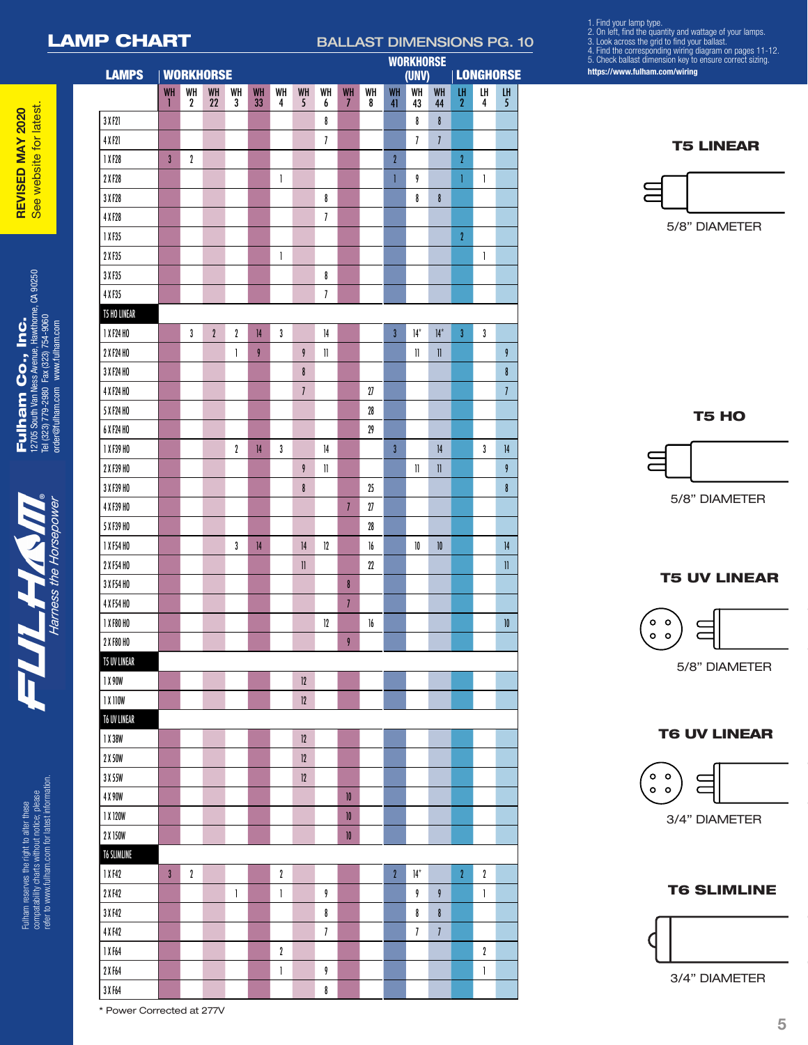# LAMP CHART

BALLAST DIMENSIONS PG. 10

1. Find your lamp type.
2. On left, find the quantity and wattage of your lamps.
3. Look across the grid to find your ballast.
4. Find the corresponding wiring diagram on pages 11-12.
5. Check ballast dimension key to ensure correct sizing.

https://www.fulham.com/wiring

| LAMPS | WORKHORSE | | | | | | | | | | WORKHORSE (UNV) | | | LONGHORSE | | |
|---|---|---|---|---|---|---|---|---|---|---|---|---|---|---|---|---|
| | WH 1 | WH 2 | WH 22 | WH 3 | WH 33 | WH 4 | WH 5 | WH 6 | WH 7 | WH 8 | WH 41 | WH 43 | WH 44 | LH 2 | LH 4 | LH 5 |
| 3 X F21 | | | | | | | | 8 | | | | 8 | 8 | | | |
| 4 X F21 | | | | | | | | 7 | | | | 7 | 7 | | | |
| 1 X F28 | 3 | 2 | | | | | | | | | 2 | | | 2 | | |
| 2 X F28 | | | | | | 1 | | | | | 1 | 9 | | 1 | 1 | |
| 3 X F28 | | | | | | | | 8 | | | | 8 | 8 | | | |
| 4 X F28 | | | | | | | | 7 | | | | | | | | |
| 1 X F35 | | | | | | | | | | | | | | 2 | | |
| 2 X F35 | | | | | | 1 | | | | | | | | | 1 | |
| 3 X F35 | | | | | | | | 8 | | | | | | | | |
| 4 X F35 | | | | | | | | 7 | | | | | | | | |
| **T5 HO LINEAR** | | | | | | | | | | | | | | | | |
| 1 X F24 HO | | 3 | 2 | 2 | 14 | 3 | | 14 | | | 3 | 14* | 14* | 3 | 3 | |
| 2 X F24 HO | | | | 1 | 9 | | 9 | 11 | | | | 11 | 11 | | | 9 |
| 3 X F24 HO | | | | | | | 8 | | | | | | | | | 8 |
| 4 X F24 HO | | | | | | | 7 | | | 27 | | | | | | 7 |
| 5 X F24 HO | | | | | | | | | | 28 | | | | | | |
| 6 X F24 HO | | | | | | | | | | 29 | | | | | | |
| 1 X F39 HO | | | | 2 | 14 | 3 | | 14 | | | 3 | | 14 | | 3 | 14 |
| 2 X F39 HO | | | | | | | 9 | 11 | | | | 11 | 11 | | | 9 |
| 3 X F39 HO | | | | | | | 8 | | | 25 | | | | | | 8 |
| 4 X F39 HO | | | | | | | | | 7 | 27 | | | | | | |
| 5 X F39 HO | | | | | | | | | | 28 | | | | | | |
| 1 X F54 HO | | | | 3 | 14 | | 14 | 12 | | 16 | | 10 | 10 | | | 14 |
| 2 X F54 HO | | | | | | | 11 | | | 22 | | | | | | 11 |
| 3 X F54 HO | | | | | | | | | 8 | | | | | | | |
| 4 X F54 HO | | | | | | | | | 7 | | | | | | | |
| 1 X F80 HO | | | | | | | | 12 | | 16 | | | | | | 10 |
| 2 X F80 HO | | | | | | | | | 9 | | | | | | | |
| **T5 UV LINEAR** | | | | | | | | | | | | | | | | |
| 1 X 90W | | | | | | | 12 | | | | | | | | | |
| 1 X 110W | | | | | | | 12 | | | | | | | | | |
| **T6 UV LINEAR** | | | | | | | | | | | | | | | | |
| 1 X 38W | | | | | | | 12 | | | | | | | | | |
| 2 X 50W | | | | | | | 12 | | | | | | | | | |
| 3 X 55W | | | | | | | 12 | | | | | | | | | |
| 4 X 90W | | | | | | | | | 10 | | | | | | | |
| 1 X 120W | | | | | | | | | 10 | | | | | | | |
| 2 X 150W | | | | | | | | | 10 | | | | | | | |
| **T6 SLIMLINE** | | | | | | | | | | | | | | | | |
| 1 X F42 | 3 | 2 | | | | 2 | | | | | 2 | 14* | | 2 | 2 | |
| 2 X F42 | | | | 1 | | 1 | | 9 | | | | 9 | 9 | | 1 | |
| 3 X F42 | | | | | | | | 8 | | | | 8 | 8 | | | |
| 4 X F42 | | | | | | | | 7 | | | | 7 | 7 | | | |
| 1 X F64 | | | | | | 2 | | | | | | | | | 2 | |
| 2 X F64 | | | | | | 1 | | 9 | | | | | | | 1 | |
| 3 X F64 | | | | | | | | 8 | | | | | | | | |

\* Power Corrected at 277V

**T5 LINEAR**

5/8" DIAMETER

**T5 HO**

5/8" DIAMETER

**T5 UV LINEAR**

5/8" DIAMETER

**T6 UV LINEAR**

3/4" DIAMETER

**T6 SLIMLINE**

3/4" DIAMETER

**REVISED MAY 2020**
See website for latest.

**Fulham Co., Inc.**
12705 South Van Ness Avenue, Hawthorne, CA 90250
Tel (323) 779-2980 Fax (323) 754-9060
order@fulham.com www.fulham.com

FULHAM®
*Harness the Horsepower*

Fulham reserves the right to alter these compatability charts without notice; please refer to www.fulham.com for latest information.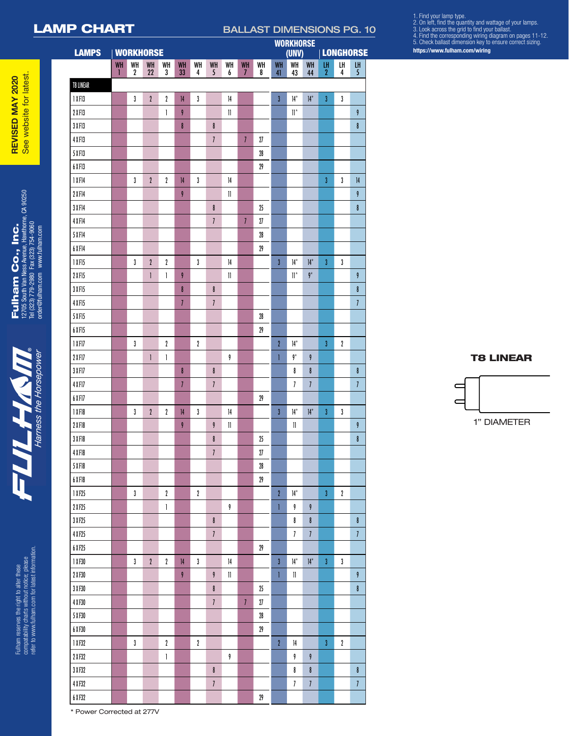## LAMP CHART

BALLAST DIMENSIONS PG. 10

1. Find your lamp type.
2. On left, find the quantity and wattage of your lamps.
3. Look across the grid to find your ballast.
4. Find the corresponding wiring diagram on pages 11-12.
5. Check ballast dimension key to ensure correct sizing.

https://www.fulham.com/wiring

| LAMPS | WORKHORSE | | | | | | | | | | WORKHORSE (UNV) | | | LONGHORSE | | |
|---|---|---|---|---|---|---|---|---|---|---|---|---|---|---|---|---|
| | WH 1 | WH 2 | WH 22 | WH 3 | WH 33 | WH 4 | WH 5 | WH 6 | WH 7 | WH 8 | WH 41 | WH 43 | WH 44 | LH 2 | LH 4 | LH 5 |
| **T8 LINEAR** | | | | | | | | | | | | | | | | |
| 1 X F13 | | 3 | 2 | 2 | 14 | 3 | | 14 | | | 3 | 14* | 14* | 3 | 3 | |
| 2 X F13 | | | | 1 | 9 | | | 11 | | | | 11* | | | | 9 |
| 3 X F13 | | | | | 8 | | 8 | | | | | | | | | 8 |
| 4 X F13 | | | | | | | 7 | | 7 | 27 | | | | | | |
| 5 X F13 | | | | | | | | | | 28 | | | | | | |
| 6 X F13 | | | | | | | | | | 29 | | | | | | |
| 1 X F14 | | 3 | 2 | 2 | 14 | 3 | | 14 | | | | | | 3 | 3 | 14 |
| 2 X F14 | | | | | 9 | | | 11 | | | | | | | | 9 |
| 3 X F14 | | | | | | | 8 | | | 25 | | | | | | 8 |
| 4 X F14 | | | | | | | 7 | | 7 | 27 | | | | | | |
| 5 X F14 | | | | | | | | | | 28 | | | | | | |
| 6 X F14 | | | | | | | | | | 29 | | | | | | |
| 1 X F15 | | 3 | 2 | 2 | | 3 | | 14 | | | 3 | 14* | 14* | 3 | 3 | |
| 2 X F15 | | | 1 | 1 | 9 | | | 11 | | | | 11* | 9* | | | 9 |
| 3 X F15 | | | | | 8 | | 8 | | | | | | | | | 8 |
| 4 X F15 | | | | | 7 | | 7 | | | | | | | | | 7 |
| 5 X F15 | | | | | | | | | | 28 | | | | | | |
| 6 X F15 | | | | | | | | | | 29 | | | | | | |
| 1 X F17 | | 3 | | 2 | | 2 | | | | | 2 | 14* | | 3 | 2 | |
| 2 X F17 | | | 1 | 1 | | | | 9 | | | 1 | 9* | 9 | | | |
| 3 X F17 | | | | | 8 | | 8 | | | | | 8 | 8 | | | 8 |
| 4 X F17 | | | | | 7 | | 7 | | | | | 7 | 7 | | | 7 |
| 6 X F17 | | | | | | | | | | 29 | | | | | | |
| 1 X F18 | | 3 | 2 | 2 | 14 | 3 | | 14 | | | 3 | 14* | 14* | 3 | 3 | |
| 2 X F18 | | | | | 9 | | 9 | 11 | | | | 11 | | | | 9 |
| 3 X F18 | | | | | | | 8 | | | 25 | | | | | | 8 |
| 4 X F18 | | | | | | | 7 | | | 27 | | | | | | |
| 5 X F18 | | | | | | | | | | 28 | | | | | | |
| 6 X F18 | | | | | | | | | | 29 | | | | | | |
| 1 X F25 | | 3 | | 2 | | 2 | | | | | 2 | 14* | | 3 | 2 | |
| 2 X F25 | | | | 1 | | | | 9 | | | 1 | 9 | 9 | | | |
| 3 X F25 | | | | | | | 8 | | | | | 8 | 8 | | | 8 |
| 4 X F25 | | | | | | | 7 | | | | | 7 | 7 | | | 7 |
| 6 X F25 | | | | | | | | | | 29 | | | | | | |
| 1 X F30 | | 3 | 2 | 2 | 14 | 3 | | 14 | | | 3 | 14* | 14* | 3 | 3 | |
| 2 X F30 | | | | | 9 | | 9 | 11 | | | 1 | 11 | | | | 9 |
| 3 X F30 | | | | | | | 8 | | | 25 | | | | | | 8 |
| 4 X F30 | | | | | | | 7 | | 7 | 27 | | | | | | |
| 5 X F30 | | | | | | | | | | 28 | | | | | | |
| 6 X F30 | | | | | | | | | | 29 | | | | | | |
| 1 X F32 | | 3 | | 2 | | 2 | | | | | 2 | 14 | | 3 | 2 | |
| 2 X F32 | | | | 1 | | | | 9 | | | | 9 | 9 | | | |
| 3 X F32 | | | | | | | 8 | | | | | 8 | 8 | | | 8 |
| 4 X F32 | | | | | | | 7 | | | | | 7 | 7 | | | 7 |
| 6 X F32 | | | | | | | | | | 29 | | | | | | |

\* Power Corrected at 277V

### T8 LINEAR

1" DIAMETER

**REVISED MAY 2020**
See website for latest.

**Fulham Co., Inc.**
12705 South Van Ness Avenue, Hawthorne, CA 90250
Tel (323) 779-2980 Fax (323) 754-9060
order@fulham.com www.fulham.com

FULHAM® *Harness the Horsepower*

Fulham reserves the right to alter these compatability charts without notice; please refer to www.fulham.com for latest information.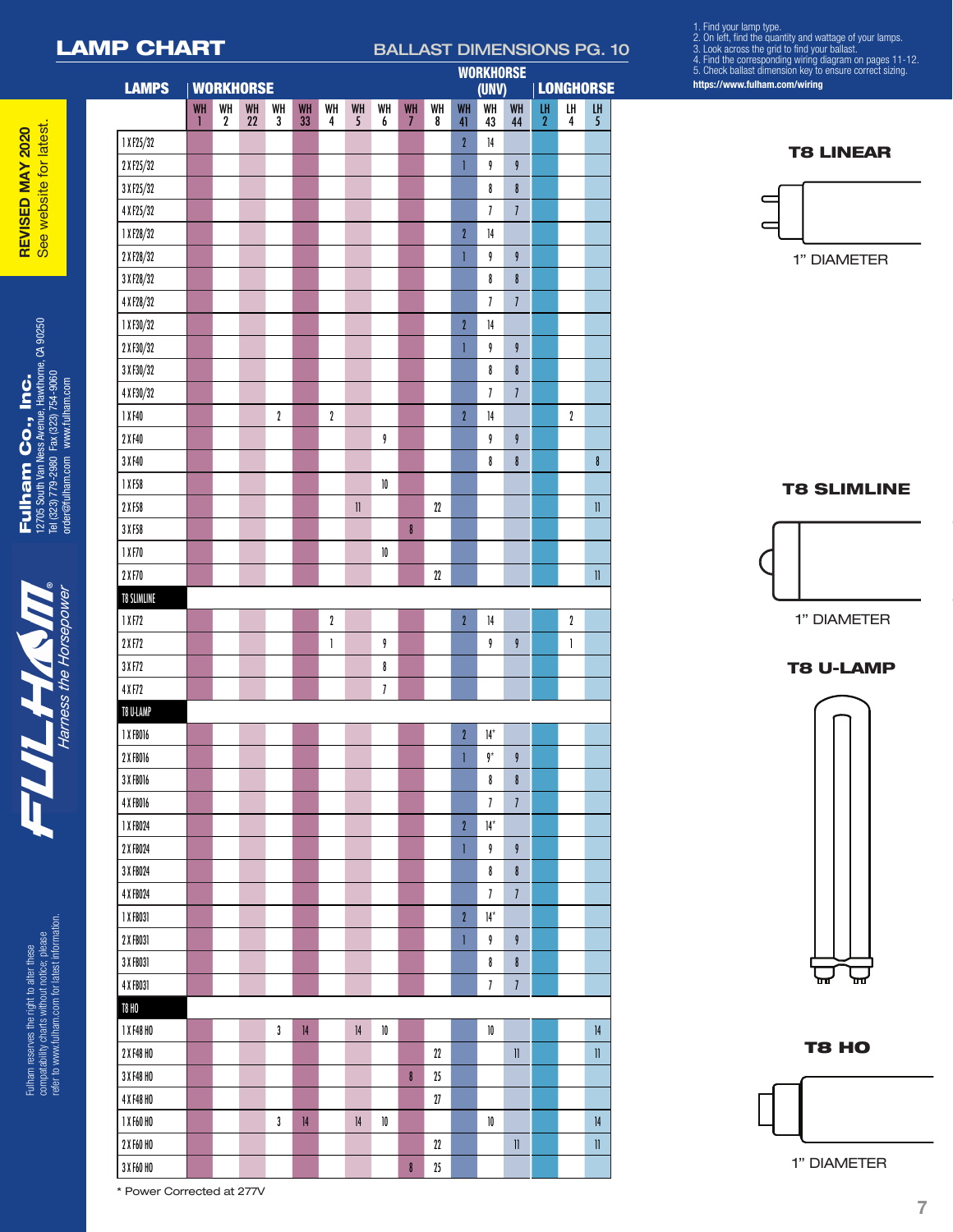# LAMP CHART

BALLAST DIMENSIONS PG. 10

1. Find your lamp type.
2. On left, find the quantity and wattage of your lamps.
3. Look across the grid to find your ballast.
4. Find the corresponding wiring diagram on pages 11-12.
5. Check ballast dimension key to ensure correct sizing.

https://www.fulham.com/wiring

| LAMPS | WORKHORSE | | | | | | | | | | WORKHORSE (UNV) | | | LONGHORSE | | |
|---|---|---|---|---|---|---|---|---|---|---|---|---|---|---|---|---|
| | WH 1 | WH 2 | WH 22 | WH 3 | WH 33 | WH 4 | WH 5 | WH 6 | WH 7 | WH 8 | WH 41 | WH 43 | WH 44 | LH 2 | LH 4 | LH 5 |
| 1 X F25/32 | | | | | | | | | | | 2 | 14 | | | | |
| 2 X F25/32 | | | | | | | | | | | 1 | 9 | 9 | | | |
| 3 X F25/32 | | | | | | | | | | | | 8 | 8 | | | |
| 4 X F25/32 | | | | | | | | | | | | 7 | 7 | | | |
| 1 X F28/32 | | | | | | | | | | | 2 | 14 | | | | |
| 2 X F28/32 | | | | | | | | | | | 1 | 9 | 9 | | | |
| 3 X F28/32 | | | | | | | | | | | | 8 | 8 | | | |
| 4 X F28/32 | | | | | | | | | | | | 7 | 7 | | | |
| 1 X F30/32 | | | | | | | | | | | 2 | 14 | | | | |
| 2 X F30/32 | | | | | | | | | | | 1 | 9 | 9 | | | |
| 3 X F30/32 | | | | | | | | | | | | 8 | 8 | | | |
| 4 X F30/32 | | | | | | | | | | | | 7 | 7 | | | |
| 1 X F40 | | | | 2 | | 2 | | | | | 2 | 14 | | | 2 | |
| 2 X F40 | | | | | | | | 9 | | | | 9 | 9 | | | |
| 3 X F40 | | | | | | | | | | | | 8 | 8 | | | 8 |
| 1 X F58 | | | | | | | | 10 | | | | | | | | |
| 2 X F58 | | | | | | | 11 | | | 22 | | | | | | 11 |
| 3 X F58 | | | | | | | | | 8 | | | | | | | |
| 1 X F70 | | | | | | | | 10 | | | | | | | | |
| 2 X F70 | | | | | | | | | | 22 | | | | | | 11 |
| **T8 SLIMLINE** | | | | | | | | | | | | | | | | |
| 1 X F72 | | | | | | 2 | | | | | 2 | 14 | | | 2 | |
| 2 X F72 | | | | | | 1 | | 9 | | | | 9 | 9 | | 1 | |
| 3 X F72 | | | | | | | | 8 | | | | | | | | |
| 4 X F72 | | | | | | | | 7 | | | | | | | | |
| **T8 U-LAMP** | | | | | | | | | | | | | | | | |
| 1 X FB016 | | | | | | | | | | | 2 | 14* | | | | |
| 2 X FB016 | | | | | | | | | | | 1 | 9* | 9 | | | |
| 3 X FB016 | | | | | | | | | | | | 8 | 8 | | | |
| 4 X FB016 | | | | | | | | | | | | 7 | 7 | | | |
| 1 X FB024 | | | | | | | | | | | 2 | 14* | | | | |
| 2 X FB024 | | | | | | | | | | | 1 | 9 | 9 | | | |
| 3 X FB024 | | | | | | | | | | | | 8 | 8 | | | |
| 4 X FB024 | | | | | | | | | | | | 7 | 7 | | | |
| 1 X FB031 | | | | | | | | | | | 2 | 14* | | | | |
| 2 X FB031 | | | | | | | | | | | 1 | 9 | 9 | | | |
| 3 X FB031 | | | | | | | | | | | | 8 | 8 | | | |
| 4 X FB031 | | | | | | | | | | | | 7 | 7 | | | |
| **T8 HO** | | | | | | | | | | | | | | | | |
| 1 X F48 HO | | | | 3 | 14 | | 14 | 10 | | | | 10 | | | | 14 |
| 2 X F48 HO | | | | | | | | | | 22 | | | 11 | | | 11 |
| 3 X F48 HO | | | | | | | | | 8 | 25 | | | | | | |
| 4 X F48 HO | | | | | | | | | | 27 | | | | | | |
| 1 X F60 HO | | | | 3 | 14 | | 14 | 10 | | | | 10 | | | | 14 |
| 2 X F60 HO | | | | | | | | | | 22 | | | 11 | | | 11 |
| 3 X F60 HO | | | | | | | | | 8 | 25 | | | | | | |

\* Power Corrected at 277V

**T8 LINEAR**

1" DIAMETER

**T8 SLIMLINE**

1" DIAMETER

**T8 U-LAMP**

**T8 HO**

1" DIAMETER

**REVISED MAY 2020**
See website for latest.

**Fulham Co., Inc.**
12705 South Van Ness Avenue, Hawthorne, CA 90250
Tel (323) 779-2980 Fax (323) 754-9060
order@fulham.com www.fulham.com

FULHAM® *Harness the Horsepower*

Fulham reserves the right to alter these compatability charts without notice; please refer to www.fulham.com for latest information.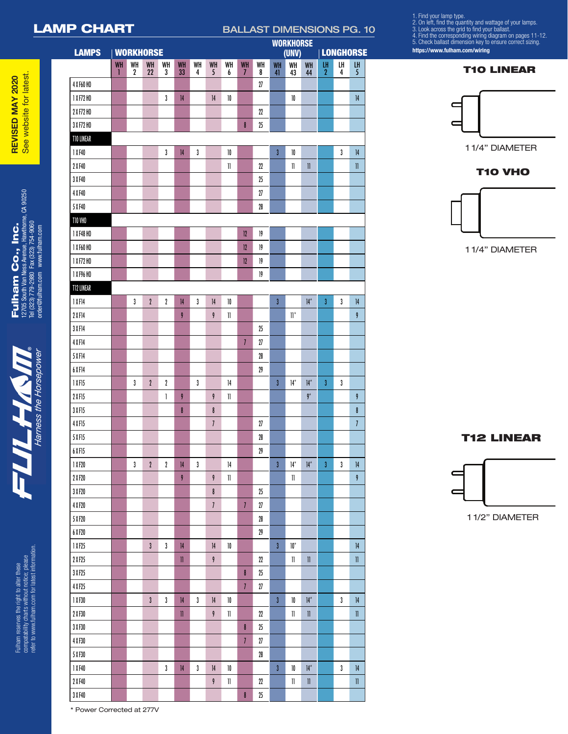# LAMP CHART

## BALLAST DIMENSIONS PG. 10

1. Find your lamp type.
2. On left, find the quantity and wattage of your lamps.
3. Look across the grid to find your ballast.
4. Find the corresponding wiring diagram on pages 11-12.
5. Check ballast dimension key to ensure correct sizing.

https://www.fulham.com/wiring

| LAMPS | WORKHORSE | | | | | | | | | | WORKHORSE (UNV) | | | LONGHORSE | | |
|---|---|---|---|---|---|---|---|---|---|---|---|---|---|---|---|---|
| | WH 1 | WH 2 | WH 22 | WH 3 | WH 33 | WH 4 | WH 5 | WH 6 | WH 7 | WH 8 | WH 41 | WH 43 | WH 44 | LH 2 | LH 4 | LH 5 |
| 4 X F60 HO | | | | | | | | | | 27 | | | | | | |
| 1 X F72 HO | | | | 3 | 14 | | 14 | 10 | | | | 10 | | | | 14 |
| 2 X F72 HO | | | | | | | | | | 22 | | | | | | |
| 3 X F72 HO | | | | | | | | | 8 | 25 | | | | | | |
| **T10 LINEAR** | | | | | | | | | | | | | | | | |
| 1 X F40 | | | | 3 | 14 | 3 | | 10 | | | 3 | 10 | | | 3 | 14 |
| 2 X F40 | | | | | | | | 11 | | 22 | | 11 | 11 | | | 11 |
| 3 X F40 | | | | | | | | | | 25 | | | | | | |
| 4 X F40 | | | | | | | | | | 27 | | | | | | |
| 5 X F40 | | | | | | | | | | 28 | | | | | | |
| **T10 VHO** | | | | | | | | | | | | | | | | |
| 1 X F48 HO | | | | | | | | | 12 | 19 | | | | | | |
| 1 X F60 HO | | | | | | | | | 12 | 19 | | | | | | |
| 1 X F72 HO | | | | | | | | | 12 | 19 | | | | | | |
| 1 X F96 HO | | | | | | | | | | 19 | | | | | | |
| **T12 LINEAR** | | | | | | | | | | | | | | | | |
| 1 X F14 | | 3 | 2 | 2 | 14 | 3 | 14 | 10 | | | 3 | | 14* | 3 | 3 | 14 |
| 2 X F14 | | | | | 9 | | 9 | 11 | | | | 11* | | | | 9 |
| 3 X F14 | | | | | | | | | | 25 | | | | | | |
| 4 X F14 | | | | | | | | | 7 | 27 | | | | | | |
| 5 X F14 | | | | | | | | | | 28 | | | | | | |
| 6 X F14 | | | | | | | | | | 29 | | | | | | |
| 1 X F15 | | 3 | 2 | 2 | | 3 | | 14 | | | 3 | 14* | 14* | 3 | 3 | |
| 2 X F15 | | | | 1 | 9 | | 9 | 11 | | | | | 9* | | | 9 |
| 3 X F15 | | | | | 8 | | 8 | | | | | | | | | 8 |
| 4 X F15 | | | | | | | 7 | | | 27 | | | | | | 7 |
| 5 X F15 | | | | | | | | | | 28 | | | | | | |
| 6 X F15 | | | | | | | | | | 29 | | | | | | |
| 1 X F20 | | 3 | 2 | 2 | 14 | 3 | | 14 | | | 3 | 14* | 14* | 3 | 3 | 14 |
| 2 X F20 | | | | | 9 | | 9 | 11 | | | | 11 | | | | 9 |
| 3 X F20 | | | | | | | 8 | | | 25 | | | | | | |
| 4 X F20 | | | | | | | 7 | | 7 | 27 | | | | | | |
| 5 X F20 | | | | | | | | | | 28 | | | | | | |
| 6 X F20 | | | | | | | | | | 29 | | | | | | |
| 1 X F25 | | | 3 | 3 | 14 | | 14 | 10 | | | 3 | 10* | | | | 14 |
| 2 X F25 | | | | | 11 | | 9 | | | 22 | | 11 | 11 | | | 11 |
| 3 X F25 | | | | | | | | | 8 | 25 | | | | | | |
| 4 X F25 | | | | | | | | | 7 | 27 | | | | | | |
| 1 X F30 | | | 3 | 3 | 14 | 3 | 14 | 10 | | | 3 | 10 | 14* | | 3 | 14 |
| 2 X F30 | | | | | 11 | | 9 | 11 | | 22 | | 11 | 11 | | | 11 |
| 3 X F30 | | | | | | | | | 8 | 25 | | | | | | |
| 4 X F30 | | | | | | | | | 7 | 27 | | | | | | |
| 5 X F30 | | | | | | | | | | 28 | | | | | | |
| 1 X F40 | | | | 3 | 14 | 3 | 14 | 10 | | | 3 | 10 | 14* | | 3 | 14 |
| 2 X F40 | | | | | | | 9 | 11 | | 22 | | 11 | 11 | | | 11 |
| 3 X F40 | | | | | | | | | 8 | 25 | | | | | | |

\* Power Corrected at 277V

### T10 LINEAR

1 1/4" DIAMETER

### T10 VHO

1 1/4" DIAMETER

### T12 LINEAR

1 1/2" DIAMETER

**REVISED MAY 2020**
See website for latest.

**Fulham Co., Inc.**
12705 South Van Ness Avenue, Hawthorne, CA 90250
Tel (323) 779-2980 Fax (323) 754-9060
order@fulham.com www.fulham.com

FULHAM®
*Harness the Horsepower*

Fulham reserves the right to alter these compatability charts without notice; please refer to www.fulham.com for latest information.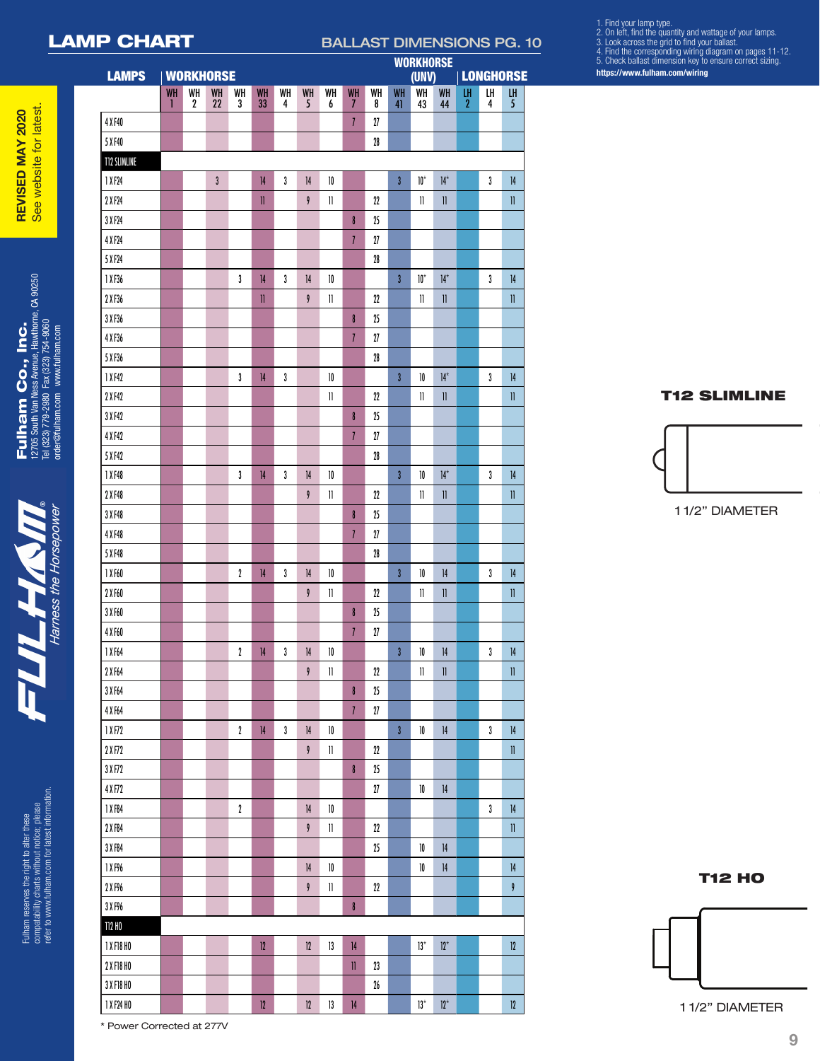# LAMP CHART

BALLAST DIMENSIONS PG. 10

1. Find your lamp type.
2. On left, find the quantity and wattage of your lamps.
3. Look across the grid to find your ballast.
4. Find the corresponding wiring diagram on pages 11-12.
5. Check ballast dimension key to ensure correct sizing.

https://www.fulham.com/wiring

REVISED MAY 2020
See website for latest.

| LAMPS | WORKHORSE | | | | | | | | | | WORKHORSE (UNV) | | | LONGHORSE | | |
|---|---|---|---|---|---|---|---|---|---|---|---|---|---|---|---|---|
| | WH 1 | WH 2 | WH 22 | WH 3 | WH 33 | WH 4 | WH 5 | WH 6 | WH 7 | WH 8 | WH 41 | WH 43 | WH 44 | LH 2 | LH 4 | LH 5 |
| 4 X F40 | | | | | | | | | 7 | 27 | | | | | | |
| 5 X F40 | | | | | | | | | | 28 | | | | | | |
| **T12 SLIMLINE** | | | | | | | | | | | | | | | | |
| 1 X F24 | | | 3 | | 14 | 3 | 14 | 10 | | | 3 | 10* | 14* | | 3 | 14 |
| 2 X F24 | | | | | 11 | | 9 | 11 | | 22 | | 11 | 11 | | | 11 |
| 3 X F24 | | | | | | | | | 8 | 25 | | | | | | |
| 4 X F24 | | | | | | | | | 7 | 27 | | | | | | |
| 5 X F24 | | | | | | | | | | 28 | | | | | | |
| 1 X F36 | | | | 3 | 14 | 3 | 14 | 10 | | | 3 | 10* | 14* | | 3 | 14 |
| 2 X F36 | | | | | 11 | | 9 | 11 | | 22 | | 11 | 11 | | | 11 |
| 3 X F36 | | | | | | | | | 8 | 25 | | | | | | |
| 4 X F36 | | | | | | | | | 7 | 27 | | | | | | |
| 5 X F36 | | | | | | | | | | 28 | | | | | | |
| 1 X F42 | | | | 3 | 14 | 3 | | 10 | | | 3 | 10 | 14* | | 3 | 14 |
| 2 X F42 | | | | | | | | 11 | | 22 | | 11 | 11 | | | 11 |
| 3 X F42 | | | | | | | | | 8 | 25 | | | | | | |
| 4 X F42 | | | | | | | | | 7 | 27 | | | | | | |
| 5 X F42 | | | | | | | | | | 28 | | | | | | |
| 1 X F48 | | | | 3 | 14 | 3 | 14 | 10 | | | 3 | 10 | 14* | | 3 | 14 |
| 2 X F48 | | | | | | | 9 | 11 | | 22 | | 11 | 11 | | | 11 |
| 3 X F48 | | | | | | | | | 8 | 25 | | | | | | |
| 4 X F48 | | | | | | | | | 7 | 27 | | | | | | |
| 5 X F48 | | | | | | | | | | 28 | | | | | | |
| 1 X F60 | | | | 2 | 14 | 3 | 14 | 10 | | | 3 | 10 | 14 | | 3 | 14 |
| 2 X F60 | | | | | | | 9 | 11 | | 22 | | 11 | 11 | | | 11 |
| 3 X F60 | | | | | | | | | 8 | 25 | | | | | | |
| 4 X F60 | | | | | | | | | 7 | 27 | | | | | | |
| 1 X F64 | | | | 2 | 14 | 3 | 14 | 10 | | | 3 | 10 | 14 | | 3 | 14 |
| 2 X F64 | | | | | | | 9 | 11 | | 22 | | 11 | 11 | | | 11 |
| 3 X F64 | | | | | | | | | 8 | 25 | | | | | | |
| 4 X F64 | | | | | | | | | 7 | 27 | | | | | | |
| 1 X F72 | | | | 2 | 14 | 3 | 14 | 10 | | | 3 | 10 | 14 | | 3 | 14 |
| 2 X F72 | | | | | | | 9 | 11 | | 22 | | | | | | 11 |
| 3 X F72 | | | | | | | | | 8 | 25 | | | | | | |
| 4 X F72 | | | | | | | | | | 27 | | 10 | 14 | | | |
| 1 X F84 | | | | 2 | | | 14 | 10 | | | | | | | 3 | 14 |
| 2 X F84 | | | | | | | 9 | 11 | | 22 | | | | | | 11 |
| 3 X F84 | | | | | | | | | | 25 | | 10 | 14 | | | |
| 1 X F96 | | | | | | | 14 | 10 | | | | 10 | 14 | | | 14 |
| 2 X F96 | | | | | | | 9 | 11 | | 22 | | | | | | 9 |
| 3 X F96 | | | | | | | | | 8 | | | | | | | |
| **T12 HO** | | | | | | | | | | | | | | | | |
| 1 X F18 HO | | | | | 12 | | 12 | 13 | 14 | | | 13* | 12* | | | 12 |
| 2 X F18 HO | | | | | | | | | 11 | 23 | | | | | | |
| 3 X F18 HO | | | | | | | | | | 26 | | | | | | |
| 1 X F24 HO | | | | | 12 | | 12 | 13 | 14 | | | 13* | 12* | | | 12 |

\* Power Corrected at 277V

**T12 SLIMLINE**

1 1/2" DIAMETER

**T12 HO**

1 1/2" DIAMETER

**Fulham Co., Inc.**
12705 South Van Ness Avenue, Hawthorne, CA 90250
Tel (323) 779-2980 Fax (323) 754-9060
order@fulham.com www.fulham.com

FULHAM® *Harness the Horsepower*

Fulham reserves the right to alter these compatability charts without notice; please refer to www.fulham.com for latest information.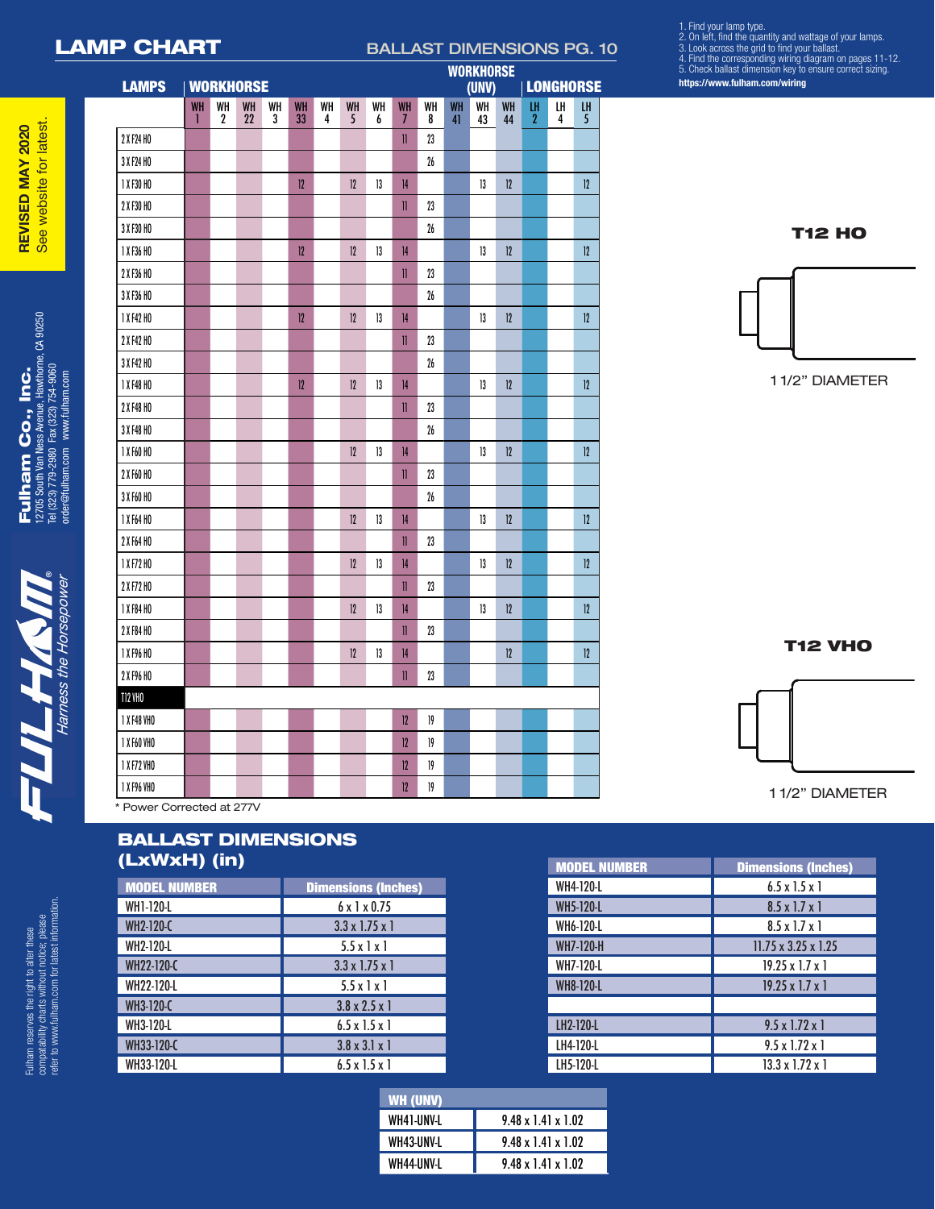## LAMP CHART

BALLAST DIMENSIONS PG. 10

1. Find your lamp type.
2. On left, find the quantity and wattage of your lamps.
3. Look across the grid to find your ballast.
4. Find the corresponding wiring diagram on pages 11-12.
5. Check ballast dimension key to ensure correct sizing.

https://www.fulham.com/wiring

| LAMPS | WORKHORSE | | | | | | | | | | WORKHORSE (UNV) | | | LONGHORSE | | |
|---|---|---|---|---|---|---|---|---|---|---|---|---|---|---|---|---|
| | WH 1 | WH 2 | WH 22 | WH 3 | WH 33 | WH 4 | WH 5 | WH 6 | WH 7 | WH 8 | WH 41 | WH 43 | WH 44 | LH 2 | LH 4 | LH 5 |
| 2 X F24 HO | | | | | | | | | 11 | 23 | | | | | | |
| 3 X F24 HO | | | | | | | | | | 26 | | | | | | |
| 1 X F30 HO | | | | | 12 | | 12 | 13 | 14 | | | 13 | 12 | | | 12 |
| 2 X F30 HO | | | | | | | | | 11 | 23 | | | | | | |
| 3 X F30 HO | | | | | | | | | | 26 | | | | | | |
| 1 X F36 HO | | | | | 12 | | 12 | 13 | 14 | | | 13 | 12 | | | 12 |
| 2 X F36 HO | | | | | | | | | 11 | 23 | | | | | | |
| 3 X F36 HO | | | | | | | | | | 26 | | | | | | |
| 1 X F42 HO | | | | | 12 | | 12 | 13 | 14 | | | 13 | 12 | | | 12 |
| 2 X F42 HO | | | | | | | | | 11 | 23 | | | | | | |
| 3 X F42 HO | | | | | | | | | | 26 | | | | | | |
| 1 X F48 HO | | | | | 12 | | 12 | 13 | 14 | | | 13 | 12 | | | 12 |
| 2 X F48 HO | | | | | | | | | 11 | 23 | | | | | | |
| 3 X F48 HO | | | | | | | | | | 26 | | | | | | |
| 1 X F60 HO | | | | | | | 12 | 13 | 14 | | | 13 | 12 | | | 12 |
| 2 X F60 HO | | | | | | | | | 11 | 23 | | | | | | |
| 3 X F60 HO | | | | | | | | | | 26 | | | | | | |
| 1 X F64 HO | | | | | | | 12 | 13 | 14 | | | 13 | 12 | | | 12 |
| 2 X F64 HO | | | | | | | | | 11 | 23 | | | | | | |
| 1 X F72 HO | | | | | | | 12 | 13 | 14 | | | 13 | 12 | | | 12 |
| 2 X F72 HO | | | | | | | | | 11 | 23 | | | | | | |
| 1 X F84 HO | | | | | | | 12 | 13 | 14 | | | 13 | 12 | | | 12 |
| 2 X F84 HO | | | | | | | | | 11 | 23 | | | | | | |
| 1 X F96 HO | | | | | | | 12 | 13 | 14 | | | | 12 | | | 12 |
| 2 X F96 HO | | | | | | | | | 11 | 23 | | | | | | |
| **T12 VHO** | | | | | | | | | | | | | | | | |
| 1 X F48 VHO | | | | | | | | | 12 | 19 | | | | | | |
| 1 X F60 VHO | | | | | | | | | 12 | 19 | | | | | | |
| 1 X F72 VHO | | | | | | | | | 12 | 19 | | | | | | |
| 1 X F96 VHO | | | | | | | | | 12 | 19 | | | | | | |

\* Power Corrected at 277V

**T12 HO**

1 1/2" DIAMETER

**T12 VHO**

1 1/2" DIAMETER

## BALLAST DIMENSIONS (LxWxH) (in)

| MODEL NUMBER | Dimensions (Inches) |
|---|---|
| WH1-120-L | 6 x 1 x 0.75 |
| WH2-120-C | 3.3 x 1.75 x 1 |
| WH2-120-L | 5.5 x 1 x 1 |
| WH22-120-C | 3.3 x 1.75 x 1 |
| WH22-120-L | 5.5 x 1 x 1 |
| WH3-120-C | 3.8 x 2.5 x 1 |
| WH3-120-L | 6.5 x 1.5 x 1 |
| WH33-120-C | 3.8 x 3.1 x 1 |
| WH33-120-L | 6.5 x 1.5 x 1 |

| MODEL NUMBER | Dimensions (Inches) |
|---|---|
| WH4-120-L | 6.5 x 1.5 x 1 |
| WH5-120-L | 8.5 x 1.7 x 1 |
| WH6-120-L | 8.5 x 1.7 x 1 |
| WH7-120-H | 11.75 x 3.25 x 1.25 |
| WH7-120-L | 19.25 x 1.7 x 1 |
| WH8-120-L | 19.25 x 1.7 x 1 |
| | |
| LH2-120-L | 9.5 x 1.72 x 1 |
| LH4-120-L | 9.5 x 1.72 x 1 |
| LH5-120-L | 13.3 x 1.72 x 1 |

| WH (UNV) | |
|---|---|
| WH41-UNV-L | 9.48 x 1.41 x 1.02 |
| WH43-UNV-L | 9.48 x 1.41 x 1.02 |
| WH44-UNV-L | 9.48 x 1.41 x 1.02 |

**REVISED MAY 2020** See website for latest.

**Fulham Co., Inc.** 12705 South Van Ness Avenue, Hawthorne, CA 90250 Tel (323) 779-2980 Fax (323) 754-9060 order@fulham.com www.fulham.com

FULHAM® *Harness the Horsepower*

Fulham reserves the right to alter these compatability charts without notice; please refer to www.fulham.com for latest information.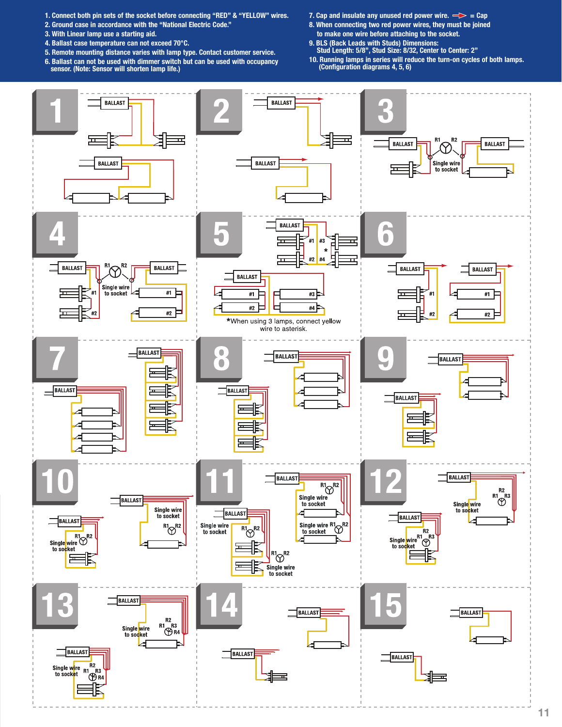1. Connect both pin sets of the socket before connecting "RED" & "YELLOW" wires.
2. Ground case in accordance with the "National Electric Code."
3. With Linear lamp use a starting aid.
4. Ballast case temperature can not exceed 70°C.
5. Remote mounting distance varies with lamp type. Contact customer service.
6. Ballast can not be used with dimmer switch but can be used with occupancy sensor. (Note: Sensor will shorten lamp life.)
7. Cap and insulate any unused red power wire. ➡ = Cap
8. When connecting two red power wires, they must be joined to make one wire before attaching to the socket.
9. BLS (Back Leads with Studs) Dimensions: Stud Length: 5/8", Stud Size: 8/32, Center to Center: 2"
10. Running lamps in series will reduce the turn-on cycles of both lamps. (Configuration diagrams 4, 5, 6)

**1**

BALLAST

BALLAST

**2**

BALLAST

BALLAST

**3**

BALLAST R1 R2 BALLAST

Single wire to socket

**4**

BALLAST R1 R2 BALLAST

Single wire to socket

#1 #1

#2 #2

**5**

BALLAST

#1 #3

\*

#2 #4

BALLAST

#1 #3

#2 #4

*When using 3 lamps, connect yellow wire to asterisk.

**6**

BALLAST BALLAST

#1 #1

#2 #2

**7**

BALLAST

BALLAST

**8**

BALLAST

BALLAST

**9**

BALLAST

BALLAST

**10**

BALLAST

Single wire to socket

R1 R2

BALLAST

Single wire to socket R1 R2

**11**

BALLAST

R1 R2

Single wire to socket

Single wire to socket R1 R2

BALLAST

Single wire to socket R1 R2

R1 R2

Single wire to socket

**12**

BALLAST

R2

R1 R3

Single wire to socket

BALLAST

R2

R1 R3

Single wire to socket

**13**

BALLAST

R2

Single wire to socket R1 R3 R4

BALLAST

Single wire to socket R2 R1 R3 R4

**14**

BALLAST

BALLAST

**15**

BALLAST

BALLAST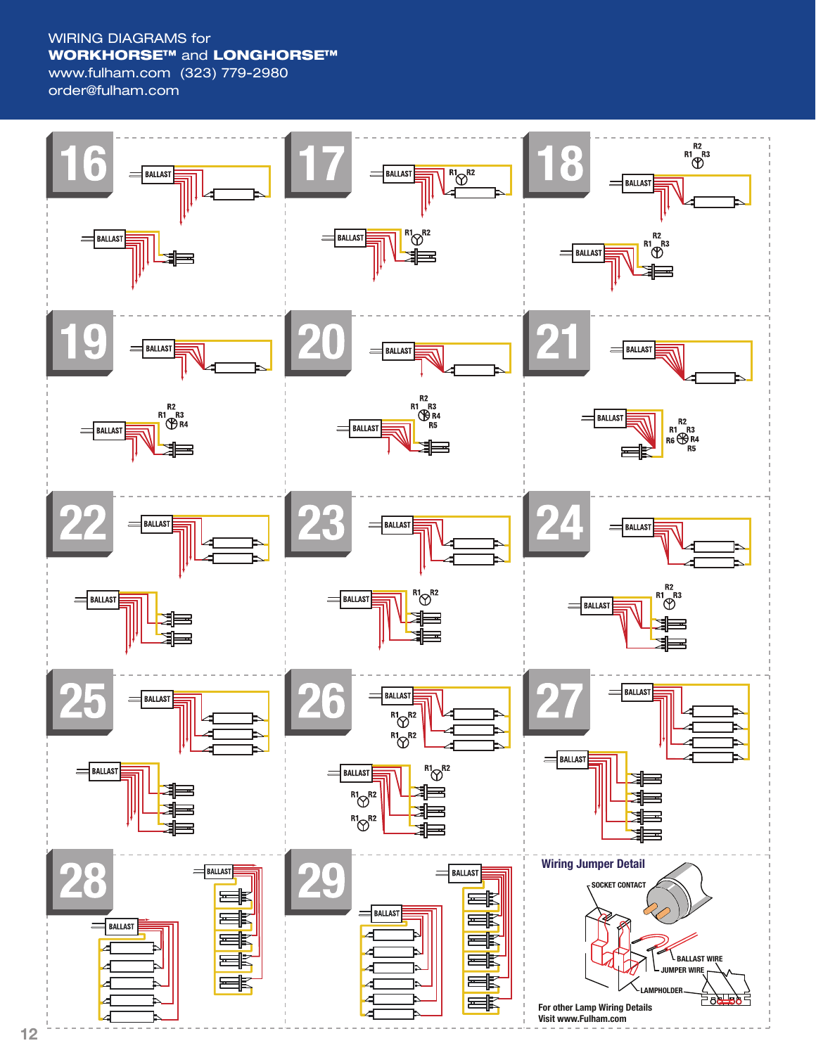WIRING DIAGRAMS for
**WORKHORSE™ and LONGHORSE™**
www.fulham.com (323) 779-2980
order@fulham.com

16

BALLAST

BALLAST

17

BALLAST

R1 R2

BALLAST

R1 R2

18

R2
R1 R3

BALLAST

R2
R1 R3

BALLAST

19

BALLAST

R2
R1 R3
R4

BALLAST

20

BALLAST

R2
R1 R3
R4
R5

BALLAST

21

BALLAST

BALLAST

R2
R1 R3
R6 R4
R5

22

BALLAST

BALLAST

23

BALLAST

BALLAST

R1 R2

24

BALLAST

R2
R1 R3

BALLAST

25

BALLAST

BALLAST

26

BALLAST

R1 R2

R1 R2

BALLAST

R1 R2

R1 R2

R1 R2

27

BALLAST

BALLAST

28

BALLAST

BALLAST

29

BALLAST

BALLAST

**Wiring Jumper Detail**

SOCKET CONTACT

BALLAST WIRE

JUMPER WIRE

LAMPHOLDER

For other Lamp Wiring Details
Visit www.Fulham.com